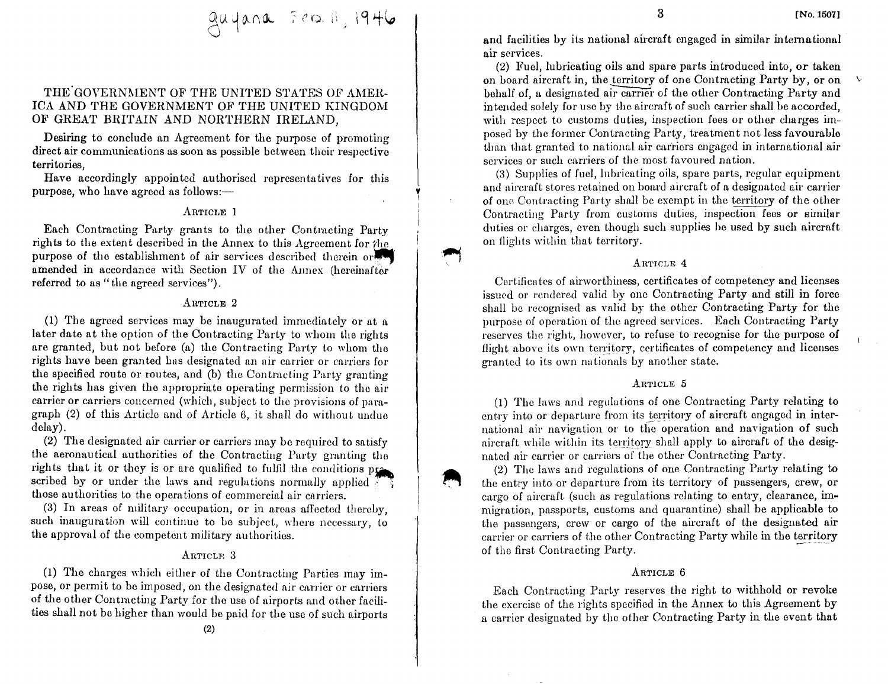guyana Feb. 11, 1946

THE GOVERNMENT OF THE UNITED STATES OF AMERICA AND THE GOVERNMENT OF THE UNITED KINGDOM OF GREAT BRITAIN AND NORTHERN IRELAND,

Desiring to conclude an Agreement for the purpose of promoting direct air communications as soon as possible between their respective territories,

Have accordingly appointed authorised representatives for this purpose, who have agreed as follows:—

### ARTICLE 1

Each Contracting Party grants to the other Contracting Party rights to the extent described in the Annex to this Agreement for the purpose of the establishment of air services described therein or amended in accordance with Section IV of the Annex (hereinafter referred to as "the agreed services").

### ARTICLE 2

(1) The agreed services may be inaugurated immediately or at a later date at the option of the Contracting Party to whom the rights are granted, but not before (a) the Contracting Party to whom the rights have been granted has designated an air carrier or carriers for the specified route or routes, and (b) the Contracting Party granting the rights has given the appropriate operating permission to the air carrier or carriers concerned (which, subject to the provisions of paragraph (2) of this Article and of Article 6, it shall do without undue delay).

(2) The designated air carrier or carriers may be required to satisfy the aeronautical authorities of the Contracting Party granting the rights that it or they is or are qualified to fulfil the conditions prescribed by or under the laws and regulations normally applied by those authorities to the operations of commercial air carriers.

(3) In areas of military occupation, or in areas affected thereby, such inauguration will continue to be subject, where necessary, to the approval of the competent military authorities.

### ARTICLE 3

(1) The charges which either of the Contracting Parties may impose, or permit to be imposed, on the designated air carrier or carriers of the other Contracting Party for the use of airports and other facilities shall not be higher than would be paid for the use of such airports and facilities by its national aircraft engaged in similar international air services.

(2) Fuel, lubricating oils and spare parts introduced into, or taken on board aircraft in, the territory of one Contracting Party by, or on behalf of, a designated air carrier of the other Contracting Party and intended solely for use by the aircraft of such carrier shall be accorded, with respect to customs duties, inspection fees or other charges imposed by the former Contracting Party, treatment not less favourable than that granted to national air carriers engaged in international air services or such carriers of the most favoured nation.

(3) Supplies of fuel, lubricating oils, spare parts, regular equipment and aircraft stores retained on board aircraft of a designated air carrier of one Contracting Party shall be exempt in the territory of the other Contracting Party from customs duties, inspection fees or similar duties or charges, even though such supplies be used by such aircraft on flights within that territory.

### ARTICLE 4

Certificates of airworthiness, certificates of competency and licenses issued or rendered valid by one Contracting Party and still in force shall be recognised as valid by the other Contracting Party for the purpose of operation of the agreed services. Each Contracting Party reserves the right, however, to refuse to recognise for the purpose of flight above its own territory, certificates of competency and licenses granted to its own nationals by another state.

### ARTICLE 5

(1) The laws and regulations of one Contracting Party relating to entry into or departure from its territory of aircraft engaged in international air navigation or to the operation and navigation of such aircraft while within its territory shall apply to aircraft of the designated air carrier or carriers of the other Contracting Party.

(2) The laws and regulations of one Contracting Party relating to the entry into or departure from its territory of passengers, crew, or cargo of aircraft (such as regulations relating to entry, clearance, immigration, passports, customs and quarantine) shall be applicable to the passengers, crew or cargo of the aircraft of the designated air carrier or carriers of the other Contracting Party while in the territory of the first Contracting Party.

### ARTICLE 6

Each Contracting Party reserves the right to withhold or revoke the exercise of the rights specified in the Annex to this Agreement by a carrier designated by the other Contracting Party in the event that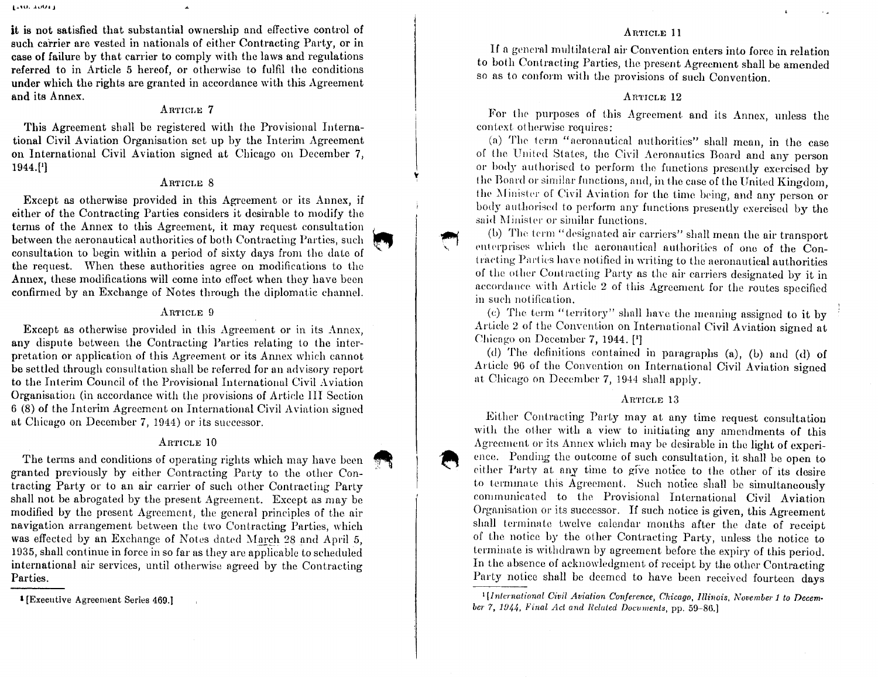it is not satisfied that substantial ownership and effective control of such carrier are vested in nationals of either Contracting Party, or in case of failure by that carrier to comply with the laws and regulations referred to in Article 5 hereof, or otherwise to fulfil the conditions under which the rights are granted in accordance with this Agreement and its Annex.

### Article 7

This Agreement shall be registered with the Provisional International Civil Aviation Organisation set up by the Interim Agreement on International Civil Aviation signed at Chicago on December 7, 1944.[1]

### Article 8

Except as otherwise provided in this Agreement or its Annex, if either of the Contracting Parties considers it desirable to modify the terms of the Annex to this Agreement, it may request consultation between the aeronautical authorities of both Contracting Parties, such consultation to begin within a period of sixty days from the date of the request. When these authorities agree on modifications to the Annex, these modifications will come into effect when they have been confirmed by an Exchange of Notes through the diplomatic channel.

### Article 9

Except as otherwise provided in this Agreement or in its Annex, any dispute between the Contracting Parties relating to the interpretation or application of this Agreement or its Annex which cannot be settled through consultation shall be referred for an advisory report to the Interim Council of the Provisional International Civil Aviation Organisation (in accordance with the provisions of Article III Section 6 (8) of the Interim Agreement on International Civil Aviation signed at Chicago on December 7, 1944) or its successor.

### Article 10

The terms and conditions of operating rights which may have been granted previously by either Contracting Party to the other Contracting Party or to an air carrier of such other Contracting Party shall not be abrogated by the present Agreement. Except as may be modified by the present Agreement, the general principles of the air navigation arrangement between the two Contracting Parties, which was effected by an Exchange of Notes dated March 28 and April 5, 1935, shall continue in force in so far as they are applicable to scheduled international air services, until otherwise agreed by the Contracting Parties.

[1] [Executive Agreement Series 469.]

### Article 11

If a general multilateral air Convention enters into force in relation to both Contracting Parties, the present Agreement shall be amended so as to conform with the provisions of such Convention.

### Article 12

For the purposes of this Agreement and its Annex, unless the context otherwise requires:

(a) The term "aeronautical authorities" shall mean, in the case of the United States, the Civil Aeronautics Board and any person or body authorised to perform the functions presently exercised by the Board or similar functions, and, in the case of the United Kingdom, the Minister of Civil Aviation for the time being, and any person or body authorised to perform any functions presently exercised by the said Minister or similar functions.

(b) The term "designated air carriers" shall mean the air transport enterprises which the aeronautical authorities of one of the Contracting Parties have notified in writing to the aeronautical authorities of the other Contracting Party as the air carriers designated by it in accordance with Article 2 of this Agreement for the routes specified in such notification.

(c) The term "territory" shall have the meaning assigned to it by Article 2 of the Convention on International Civil Aviation signed at Chicago on December 7, 1944. [1]

(d) The definitions contained in paragraphs (a), (b) and (d) of Article 96 of the Convention on International Civil Aviation signed at Chicago on December 7, 1944 shall apply.

### Article 13

Either Contracting Party may at any time request consultation with the other with a view to initiating any amendments of this Agreement or its Annex which may be desirable in the light of experience. Pending the outcome of such consultation, it shall be open to either Party at any time to give notice to the other of its desire to terminate this Agreement. Such notice shall be simultaneously communicated to the Provisional International Civil Aviation Organisation or its successor. If such notice is given, this Agreement shall terminate twelve calendar months after the date of receipt of the notice by the other Contracting Party, unless the notice to terminate is withdrawn by agreement before the expiry of this period. In the absence of acknowledgment of receipt by the other Contracting Party notice shall be deemed to have been received fourteen days

[1] [*International Civil Aviation Conference, Chicago, Illinois, November 1 to December 7, 1944, Final Act and Related Documents*, pp. 59–86.]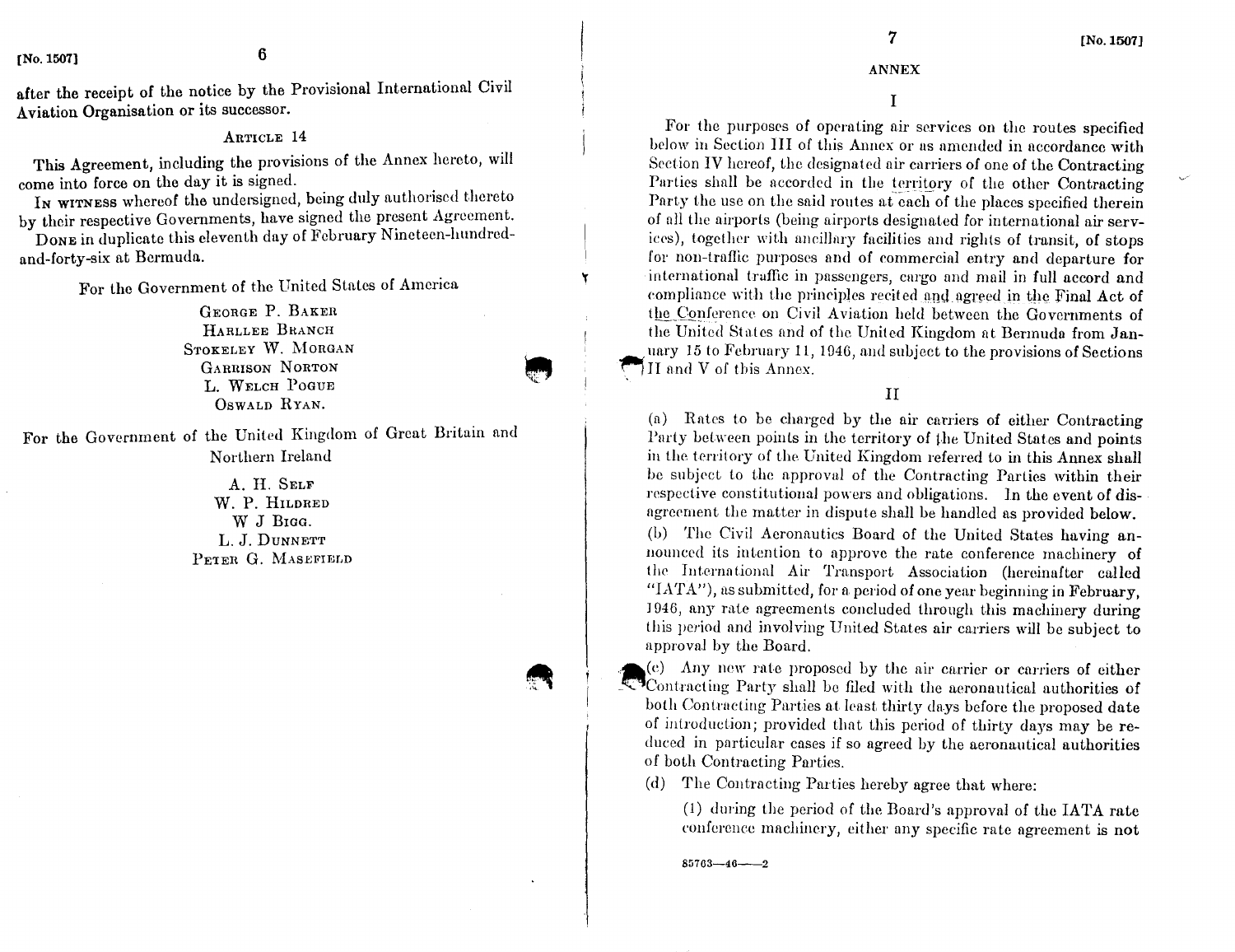after the receipt of the notice by the Provisional International Civil Aviation Organisation or its successor.

### ARTICLE 14

This Agreement, including the provisions of the Annex hereto, will come into force on the day it is signed.

IN WITNESS whereof the undersigned, being duly authorised thereto by their respective Governments, have signed the present Agreement.

DONE in duplicate this eleventh day of February Nineteen-hundred-and-forty-six at Bermuda.

For the Government of the United States of America

GEORGE P. BAKER
HARLLEE BRANCH
STOKELEY W. MORGAN
GARRISON NORTON
L. WELCH POGUE
OSWALD RYAN.

For the Government of the United Kingdom of Great Britain and Northern Ireland

A. H. SELF
W. P. HILDRED
W J BIGG.
L. J. DUNNETT
PETER G. MASEFIELD

## ANNEX

### I

For the purposes of operating air services on the routes specified below in Section III of this Annex or as amended in accordance with Section IV hereof, the designated air carriers of one of the Contracting Parties shall be accorded in the territory of the other Contracting Party the use on the said routes at each of the places specified therein of all the airports (being airports designated for international air services), together with ancillary facilities and rights of transit, of stops for non-traffic purposes and of commercial entry and departure for international traffic in passengers, cargo and mail in full accord and compliance with the principles recited and agreed in the Final Act of the Conference on Civil Aviation held between the Governments of the United States and of the United Kingdom at Bermuda from January 15 to February 11, 1946, and subject to the provisions of Sections II and V of this Annex.

### II

(a) Rates to be charged by the air carriers of either Contracting Party between points in the territory of the United States and points in the territory of the United Kingdom referred to in this Annex shall be subject to the approval of the Contracting Parties within their respective constitutional powers and obligations. In the event of disagreement the matter in dispute shall be handled as provided below.

(b) The Civil Aeronautics Board of the United States having announced its intention to approve the rate conference machinery of the International Air Transport Association (hereinafter called "IATA"), as submitted, for a period of one year beginning in February, 1946, any rate agreements concluded through this machinery during this period and involving United States air carriers will be subject to approval by the Board.

(c) Any new rate proposed by the air carrier or carriers of either Contracting Party shall be filed with the aeronautical authorities of both Contracting Parties at least thirty days before the proposed date of introduction; provided that this period of thirty days may be reduced in particular cases if so agreed by the aeronautical authorities of both Contracting Parties.

(d) The Contracting Parties hereby agree that where:

(1) during the period of the Board's approval of the IATA rate conference machinery, either any specific rate agreement is not

85763—46——2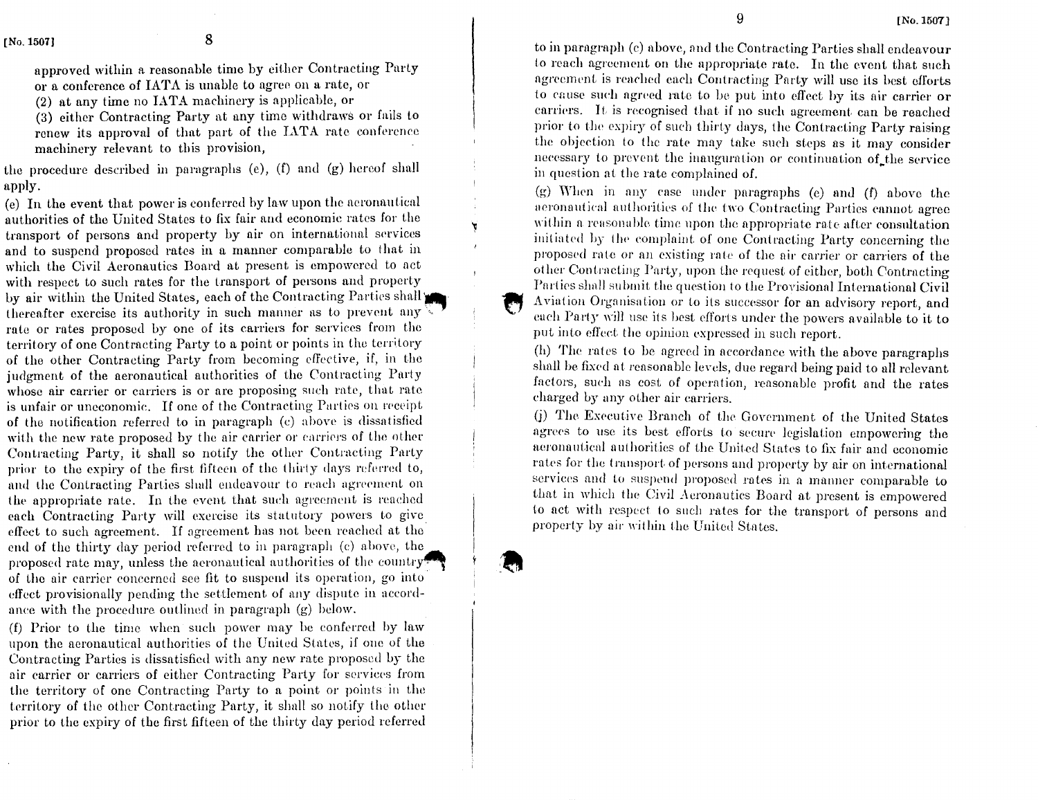approved within a reasonable time by either Contracting Party or a conference of IATA is unable to agree on a rate, or

(2) at any time no IATA machinery is applicable, or

(3) either Contracting Party at any time withdraws or fails to renew its approval of that part of the IATA rate conference machinery relevant to this provision,

the procedure described in paragraphs (e), (f) and (g) hereof shall apply.

(e) In the event that power is conferred by law upon the aeronautical authorities of the United States to fix fair and economic rates for the transport of persons and property by air on international services and to suspend proposed rates in a manner comparable to that in which the Civil Aeronautics Board at present is empowered to act with respect to such rates for the transport of persons and property by air within the United States, each of the Contracting Parties shall thereafter exercise its authority in such manner as to prevent any rate or rates proposed by one of its carriers for services from the territory of one Contracting Party to a point or points in the territory of the other Contracting Party from becoming effective, if, in the judgment of the aeronautical authorities of the Contracting Party whose air carrier or carriers is or are proposing such rate, that rate is unfair or uneconomic. If one of the Contracting Parties on receipt of the notification referred to in paragraph (c) above is dissatisfied with the new rate proposed by the air carrier or carriers of the other Contracting Party, it shall so notify the other Contracting Party prior to the expiry of the first fifteen of the thirty days referred to, and the Contracting Parties shall endeavour to reach agreement on the appropriate rate. In the event that such agreement is reached each Contracting Party will exercise its statutory powers to give effect to such agreement. If agreement has not been reached at the end of the thirty day period referred to in paragraph (c) above, the proposed rate may, unless the aeronautical authorities of the country of the air carrier concerned see fit to suspend its operation, go into effect provisionally pending the settlement of any dispute in accordance with the procedure outlined in paragraph (g) below.

(f) Prior to the time when such power may be conferred by law upon the aeronautical authorities of the United States, if one of the Contracting Parties is dissatisfied with any new rate proposed by the air carrier or carriers of either Contracting Party for services from the territory of one Contracting Party to a point or points in the territory of the other Contracting Party, it shall so notify the other prior to the expiry of the first fifteen of the thirty day period referred to in paragraph (c) above, and the Contracting Parties shall endeavour to reach agreement on the appropriate rate. In the event that such agreement is reached each Contracting Party will use its best efforts to cause such agreed rate to be put into effect by its air carrier or carriers. It is recognised that if no such agreement can be reached prior to the expiry of such thirty days, the Contracting Party raising the objection to the rate may take such steps as it may consider necessary to prevent the inauguration or continuation of the service in question at the rate complained of.

(g) When in any case under paragraphs (e) and (f) above the aeronautical authorities of the two Contracting Parties cannot agree within a reasonable time upon the appropriate rate after consultation initiated by the complaint of one Contracting Party concerning the proposed rate or an existing rate of the air carrier or carriers of the other Contracting Party, upon the request of either, both Contracting Parties shall submit the question to the Provisional International Civil Aviation Organisation or to its successor for an advisory report, and each Party will use its best efforts under the powers available to it to put into effect the opinion expressed in such report.

(h) The rates to be agreed in accordance with the above paragraphs shall be fixed at reasonable levels, due regard being paid to all relevant factors, such as cost of operation, reasonable profit and the rates charged by any other air carriers.

(j) The Executive Branch of the Government of the United States agrees to use its best efforts to secure legislation empowering the aeronautical authorities of the United States to fix fair and economic rates for the transport of persons and property by air on international services and to suspend proposed rates in a manner comparable to that in which the Civil Aeronautics Board at present is empowered to act with respect to such rates for the transport of persons and property by air within the United States.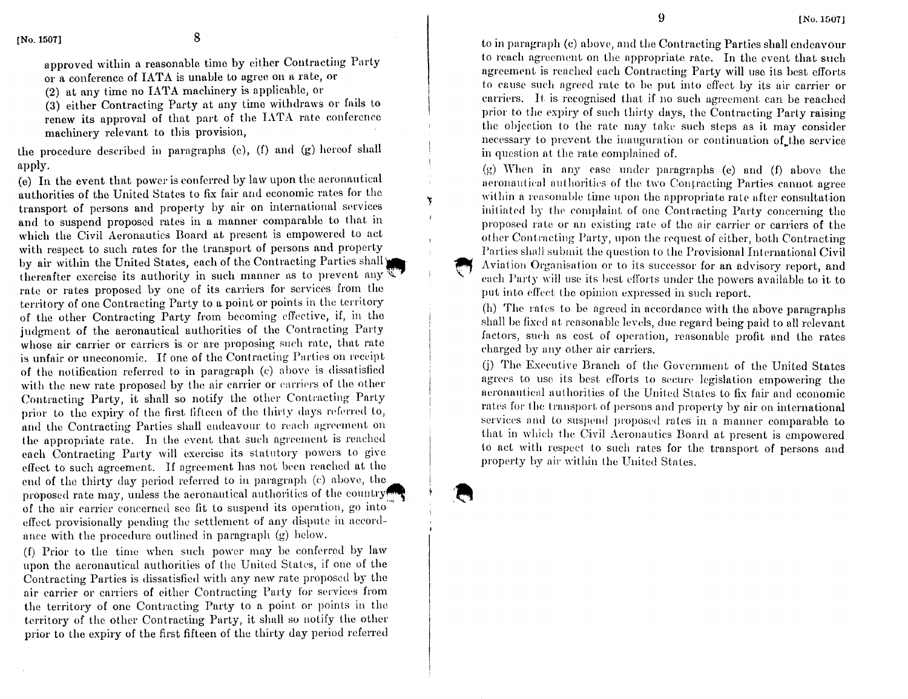approved within a reasonable time by either Contracting Party or a conference of IATA is unable to agree on a rate, or

(2) at any time no IATA machinery is applicable, or

(3) either Contracting Party at any time withdraws or fails to renew its approval of that part of the IATA rate conference machinery relevant to this provision,

the procedure described in paragraphs (e), (f) and (g) hereof shall apply.

(e) In the event that power is conferred by law upon the aeronautical authorities of the United States to fix fair and economic rates for the transport of persons and property by air on international services and to suspend proposed rates in a manner comparable to that in which the Civil Aeronautics Board at present is empowered to act with respect to such rates for the transport of persons and property by air within the United States, each of the Contracting Parties shall thereafter exercise its authority in such manner as to prevent any rate or rates proposed by one of its carriers for services from the territory of one Contracting Party to a point or points in the territory of the other Contracting Party from becoming effective, if, in the judgment of the aeronautical authorities of the Contracting Party whose air carrier or carriers is or are proposing such rate, that rate is unfair or uneconomic. If one of the Contracting Parties on receipt of the notification referred to in paragraph (c) above is dissatisfied with the new rate proposed by the air carrier or carriers of the other Contracting Party, it shall so notify the other Contracting Party prior to the expiry of the first fifteen of the thirty days referred to, and the Contracting Parties shall endeavour to reach agreement on the appropriate rate. In the event that such agreement is reached each Contracting Party will exercise its statutory powers to give effect to such agreement. If agreement has not been reached at the end of the thirty day period referred to in paragraph (c) above, the proposed rate may, unless the aeronautical authorities of the country of the air carrier concerned see fit to suspend its operation, go into effect provisionally pending the settlement of any dispute in accordance with the procedure outlined in paragraph (g) below.

(f) Prior to the time when such power may be conferred by law upon the aeronautical authorities of the United States, if one of the Contracting Parties is dissatisfied with any new rate proposed by the air carrier or carriers of either Contracting Party for services from the territory of one Contracting Party to a point or points in the territory of the other Contracting Party, it shall so notify the other prior to the expiry of the first fifteen of the thirty day period referred to in paragraph (c) above, and the Contracting Parties shall endeavour to reach agreement on the appropriate rate. In the event that such agreement is reached each Contracting Party will use its best efforts to cause such agreed rate to be put into effect by its air carrier or carriers. It is recognised that if no such agreement can be reached prior to the expiry of such thirty days, the Contracting Party raising the objection to the rate may take such steps as it may consider necessary to prevent the inauguration or continuation of the service in question at the rate complained of.

(g) When in any case under paragraphs (e) and (f) above the aeronautical authorities of the two Contracting Parties cannot agree within a reasonable time upon the appropriate rate after consultation initiated by the complaint of one Contracting Party concerning the proposed rate or an existing rate of the air carrier or carriers of the other Contracting Party, upon the request of either, both Contracting Parties shall submit the question to the Provisional International Civil Aviation Organisation or to its successor for an advisory report, and each Party will use its best efforts under the powers available to it to put into effect the opinion expressed in such report.

(h) The rates to be agreed in accordance with the above paragraphs shall be fixed at reasonable levels, due regard being paid to all relevant factors, such as cost of operation, reasonable profit and the rates charged by any other air carriers.

(j) The Executive Branch of the Government of the United States agrees to use its best efforts to secure legislation empowering the aeronautical authorities of the United States to fix fair and economic rates for the transport of persons and property by air on international services and to suspend proposed rates in a manner comparable to that in which the Civil Aeronautics Board at present is empowered to act with respect to such rates for the transport of persons and property by air within the United States.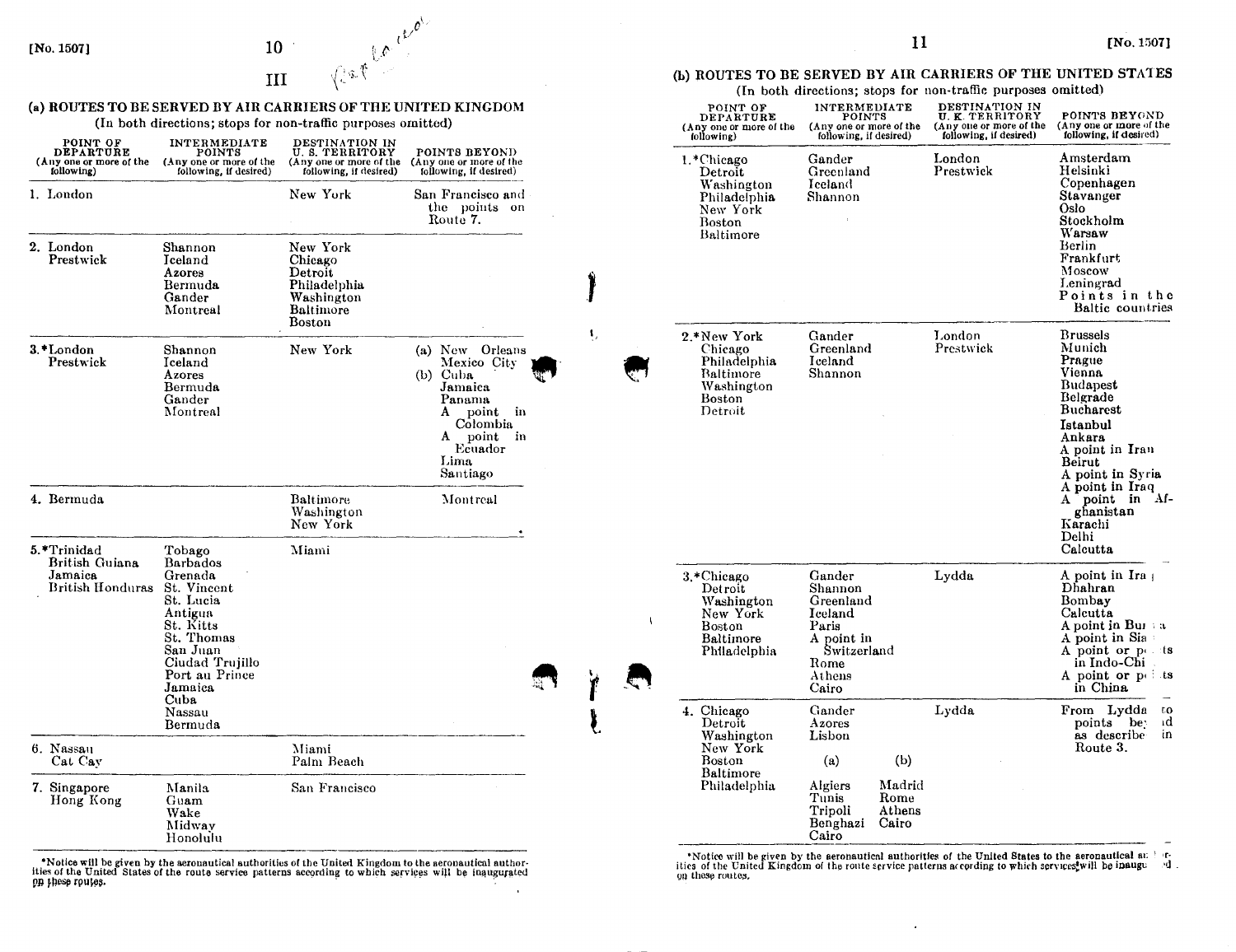## III

### (a) ROUTES TO BE SERVED BY AIR CARRIERS OF THE UNITED KINGDOM

(In both directions; stops for non-traffic purposes omitted)

| POINT OF DEPARTURE (Any one or more of the following) | INTERMEDIATE POINTS (Any one or more of the following, if desired) | DESTINATION IN U. S. TERRITORY (Any one or more of the following, if desired) | POINTS BEYOND (Any one or more of the following, if desired) |
|---|---|---|---|
| 1. London | | New York | San Francisco and the points on Route 7. |
| 2. London<br>Prestwick | Shannon<br>Iceland<br>Azores<br>Bermuda<br>Gander<br>Montreal | New York<br>Chicago<br>Detroit<br>Philadelphia<br>Washington<br>Baltimore<br>Boston | |
| 3.*London<br>Prestwick | Shannon<br>Iceland<br>Azores<br>Bermuda<br>Gander<br>Montreal | New York | (a) New Orleans<br>Mexico City<br>(b) Cuba<br>Jamaica<br>Panama<br>A point in Colombia<br>A point in Ecuador<br>Lima<br>Santiago |
| 4. Bermuda | | Baltimore<br>Washington<br>New York | Montreal |
| 5.*Trinidad<br>British Guiana<br>Jamaica<br>British Honduras | Tobago<br>Barbados<br>Grenada<br>St. Vincent<br>St. Lucia<br>Antigua<br>St. Kitts<br>St. Thomas<br>San Juan<br>Ciudad Trujillo<br>Port au Prince<br>Jamaica<br>Cuba<br>Nassau<br>Bermuda | Miami | |
| 6. Nassau<br>Cat Cay | | Miami<br>Palm Beach | |
| 7. Singapore<br>Hong Kong | Manila<br>Guam<br>Wake<br>Midway<br>Honolulu | San Francisco | |

*Notice will be given by the aeronautical authorities of the United Kingdom to the aeronautical authorities of the United States of the route service patterns according to which services will be inaugurated on these routes.

### (b) ROUTES TO BE SERVED BY AIR CARRIERS OF THE UNITED STATES

(In both directions; stops for non-traffic purposes omitted)

| POINT OF DEPARTURE (Any one or more of the following) | INTERMEDIATE POINTS (Any one or more of the following, if desired) | DESTINATION IN U. K. TERRITORY (Any one or more of the following, if desired) | POINTS BEYOND (Any one or more of the following, if desired) |
|---|---|---|---|
| 1.*Chicago<br>Detroit<br>Washington<br>Philadelphia<br>New York<br>Boston<br>Baltimore | Gander<br>Greenland<br>Iceland<br>Shannon | London<br>Prestwick | Amsterdam<br>Helsinki<br>Copenhagen<br>Stavanger<br>Oslo<br>Stockholm<br>Warsaw<br>Berlin<br>Frankfurt<br>Moscow<br>Leningrad<br>Points in the Baltic countries |
| 2.*New York<br>Chicago<br>Philadelphia<br>Baltimore<br>Washington<br>Boston<br>Detroit | Gander<br>Greenland<br>Iceland<br>Shannon | London<br>Prestwick | Brussels<br>Munich<br>Prague<br>Vienna<br>Budapest<br>Belgrade<br>Bucharest<br>Istanbul<br>Ankara<br>A point in Iran<br>Beirut<br>A point in Syria<br>A point in Iraq<br>A point in Afghanistan<br>Karachi<br>Delhi<br>Calcutta |
| 3.*Chicago<br>Detroit<br>Washington<br>New York<br>Boston<br>Baltimore<br>Philadelphia | Gander<br>Shannon<br>Greenland<br>Iceland<br>Paris<br>A point in Switzerland<br>Rome<br>Athens<br>Cairo | Lydda | A point in Ira[q]<br>Dhahran<br>Bombay<br>Calcutta<br>A point in Bur[m]a<br>A point in Sia[m]<br>A point or p[oin]ts in Indo-Chi[na]<br>A point or p[oin]ts in China |
| 4. Chicago<br>Detroit<br>Washington<br>New York<br>Boston<br>Baltimore<br>Philadelphia | Gander<br>Azores<br>Lisbon<br>(a) Algiers, Tunis, Tripoli, Benghazi, Cairo<br>(b) Madrid, Rome, Athens, Cairo | Lydda | From Lydda to points be[yon]d as describe[d] in Route 3. |

*Notice will be given by the aeronautical authorities of the United States to the aeronautical au[thor]ities of the United Kingdom of the route service patterns according to which services will be inaugu[rate]d on these routes.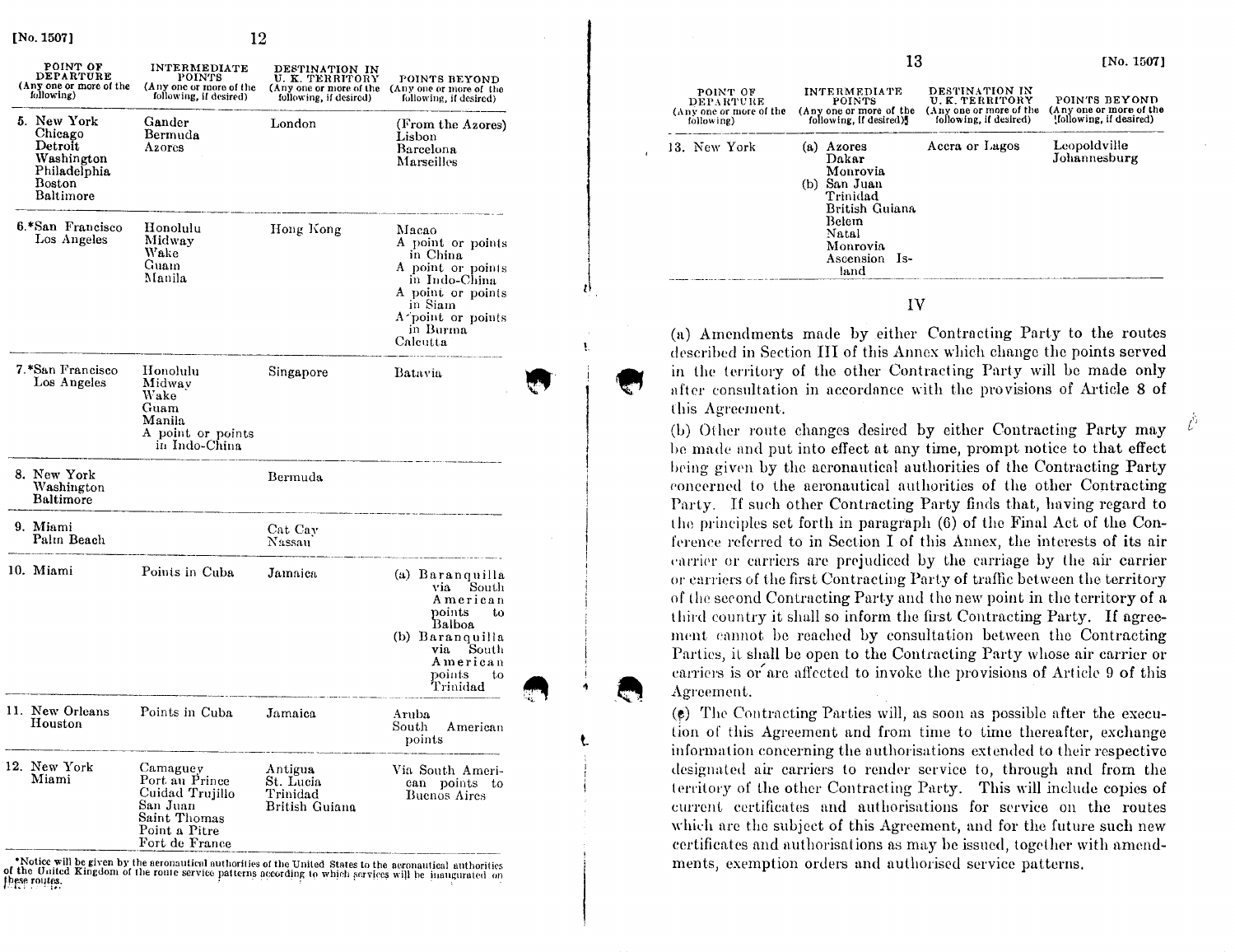| POINT OF DEPARTURE (Any one or more of the following) | INTERMEDIATE POINTS (Any one or more of the following, if desired) | DESTINATION IN U. K. TERRITORY (Any one or more of the following, if desired) | POINTS BEYOND (Any one or more of the following, if desired) |
|---|---|---|---|
| 5. New York<br>Chicago<br>Detroit<br>Washington<br>Philadelphia<br>Boston<br>Baltimore | Gander<br>Bermuda<br>Azores | London | (From the Azores)<br>Lisbon<br>Barcelona<br>Marseilles |
| 6.*San Francisco<br>Los Angeles | Honolulu<br>Midway<br>Wake<br>Guam<br>Manila | Hong Kong | Macao<br>A point or points in China<br>A point or points in Indo-China<br>A point or points in Siam<br>A point or points in Burma<br>Calcutta |
| 7.*San Francisco<br>Los Angeles | Honolulu<br>Midway<br>Wake<br>Guam<br>Manila<br>A point or points in Indo-China | Singapore | Batavia |
| 8. New York<br>Washington<br>Baltimore | | Bermuda | |
| 9. Miami<br>Palm Beach | | Cat Cay<br>Nassau | |
| 10. Miami | Points in Cuba | Jamaica | (a) Baranquilla via South American points to Balboa<br>(b) Baranquilla via South American points to Trinidad |
| 11. New Orleans<br>Houston | Points in Cuba | Jamaica | Aruba<br>South American points |
| 12. New York<br>Miami | Camaguey<br>Port au Prince<br>Cuidad Trujillo<br>San Juan<br>Saint Thomas<br>Point a Pitre<br>Fort de France | Antigua<br>St. Lucia<br>Trinidad<br>British Guiana | Via South American points to Buenos Aires |
| 13. New York | (a) Azores<br>Dakar<br>Monrovia<br>(b) San Juan<br>Trinidad<br>British Guiana<br>Belem<br>Natal<br>Monrovia<br>Ascension Island | Accra or Lagos | Leopoldville<br>Johannesburg |

*Notice will be given by the aeronautical authorities of the United States to the aeronautical authorities of the United Kingdom of the route service patterns according to which services will be inaugurated on these routes.

## IV

(a) Amendments made by either Contracting Party to the routes described in Section III of this Annex which change the points served in the territory of the other Contracting Party will be made only after consultation in accordance with the provisions of Article 8 of this Agreement.

(b) Other route changes desired by either Contracting Party may be made and put into effect at any time, prompt notice to that effect being given by the aeronautical authorities of the Contracting Party concerned to the aeronautical authorities of the other Contracting Party. If such other Contracting Party finds that, having regard to the principles set forth in paragraph (6) of the Final Act of the Conference referred to in Section I of this Annex, the interests of its air carrier or carriers are prejudiced by the carriage by the air carrier or carriers of the first Contracting Party of traffic between the territory of the second Contracting Party and the new point in the territory of a third country it shall so inform the first Contracting Party. If agreement cannot be reached by consultation between the Contracting Parties, it shall be open to the Contracting Party whose air carrier or carriers is or are affected to invoke the provisions of Article 9 of this Agreement.

(c) The Contracting Parties will, as soon as possible after the execution of this Agreement and from time to time thereafter, exchange information concerning the authorisations extended to their respective designated air carriers to render service to, through and from the territory of the other Contracting Party. This will include copies of current certificates and authorisations for service on the routes which are the subject of this Agreement, and for the future such new certificates and authorisations as may be issued, together with amendments, exemption orders and authorised service patterns.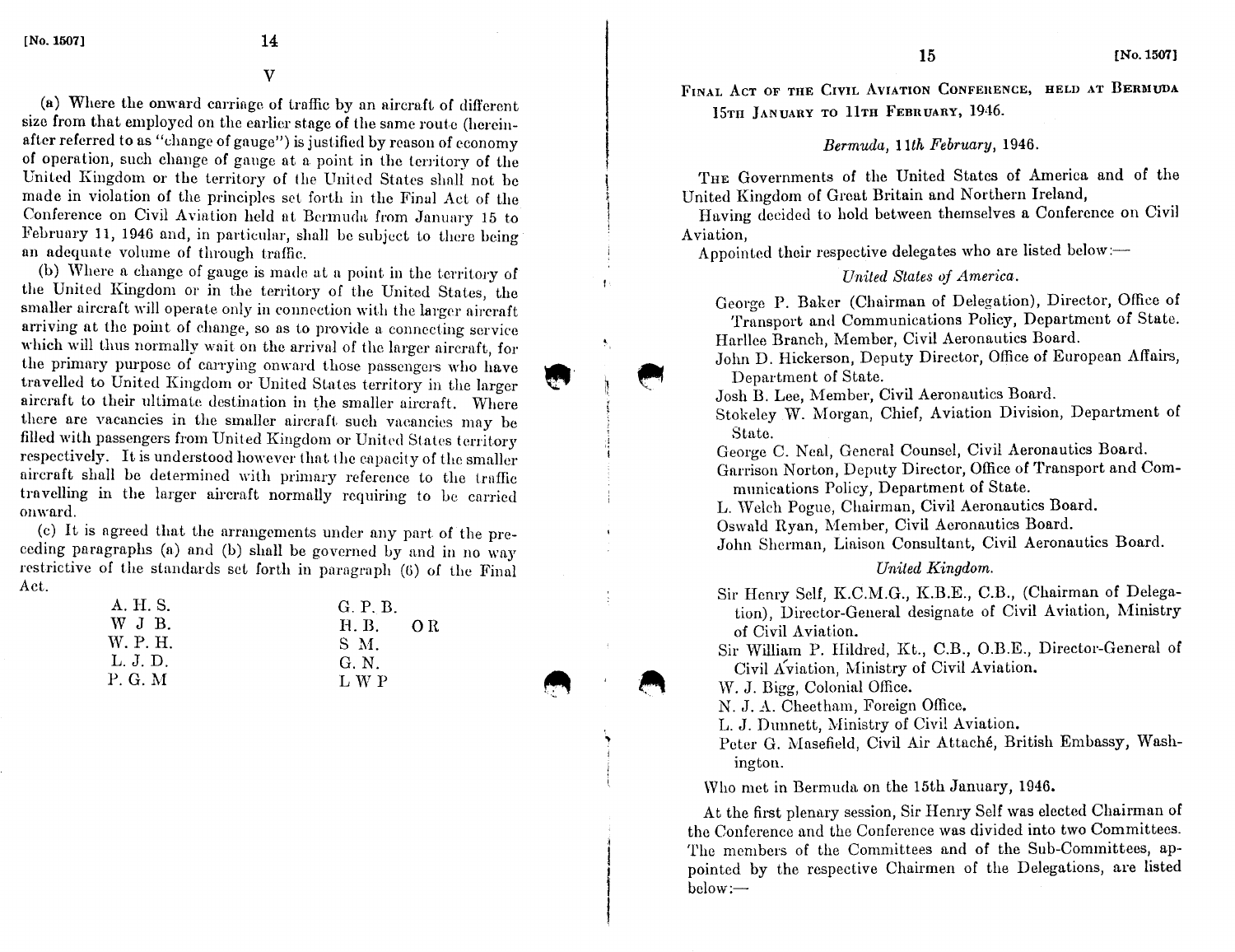V

(a) Where the onward carriage of traffic by an aircraft of different size from that employed on the earlier stage of the same route (hereinafter referred to as "change of gauge") is justified by reason of economy of operation, such change of gauge at a point in the territory of the United Kingdom or the territory of the United States shall not be made in violation of the principles set forth in the Final Act of the Conference on Civil Aviation held at Bermuda from January 15 to February 11, 1946 and, in particular, shall be subject to there being an adequate volume of through traffic.

(b) Where a change of gauge is made at a point in the territory of the United Kingdom or in the territory of the United States, the smaller aircraft will operate only in connection with the larger aircraft arriving at the point of change, so as to provide a connecting service which will thus normally wait on the arrival of the larger aircraft, for the primary purpose of carrying onward those passengers who have travelled to United Kingdom or United States territory in the larger aircraft to their ultimate destination in the smaller aircraft. Where there are vacancies in the smaller aircraft such vacancies may be filled with passengers from United Kingdom or United States territory respectively. It is understood however that the capacity of the smaller aircraft shall be determined with primary reference to the traffic travelling in the larger aircraft normally requiring to be carried onward.

(c) It is agreed that the arrangements under any part of the preceding paragraphs (a) and (b) shall be governed by and in no way restrictive of the standards set forth in paragraph (6) of the Final Act.

| | |
|---|---|
| A. H. S. | G. P. B. |
| W J B. | H. B. O R |
| W. P. H. | S M. |
| L. J. D. | G. N. |
| P. G. M | L W P |

## FINAL ACT OF THE CIVIL AVIATION CONFERENCE, HELD AT BERMUDA 15TH JANUARY TO 11TH FEBRUARY, 1946.

*Bermuda, 11th February*, 1946.

THE Governments of the United States of America and of the United Kingdom of Great Britain and Northern Ireland,

Having decided to hold between themselves a Conference on Civil Aviation,

Appointed their respective delegates who are listed below:—

*United States of America.*

George P. Baker (Chairman of Delegation), Director, Office of Transport and Communications Policy, Department of State.
Harllee Branch, Member, Civil Aeronautics Board.
John D. Hickerson, Deputy Director, Office of European Affairs, Department of State.
Josh B. Lee, Member, Civil Aeronautics Board.
Stokeley W. Morgan, Chief, Aviation Division, Department of State.
George C. Neal, General Counsel, Civil Aeronautics Board.
Garrison Norton, Deputy Director, Office of Transport and Communications Policy, Department of State.
L. Welch Pogue, Chairman, Civil Aeronautics Board.
Oswald Ryan, Member, Civil Aeronautics Board.
John Sherman, Liaison Consultant, Civil Aeronautics Board.

*United Kingdom.*

Sir Henry Self, K.C.M.G., K.B.E., C.B., (Chairman of Delegation), Director-General designate of Civil Aviation, Ministry of Civil Aviation.
Sir William P. Hildred, Kt., C.B., O.B.E., Director-General of Civil Aviation, Ministry of Civil Aviation.
W. J. Bigg, Colonial Office.
N. J. A. Cheetham, Foreign Office.
L. J. Dunnett, Ministry of Civil Aviation.
Peter G. Masefield, Civil Air Attaché, British Embassy, Washington.

Who met in Bermuda on the 15th January, 1946.

At the first plenary session, Sir Henry Self was elected Chairman of the Conference and the Conference was divided into two Committees. The members of the Committees and of the Sub-Committees, appointed by the respective Chairmen of the Delegations, are listed below:—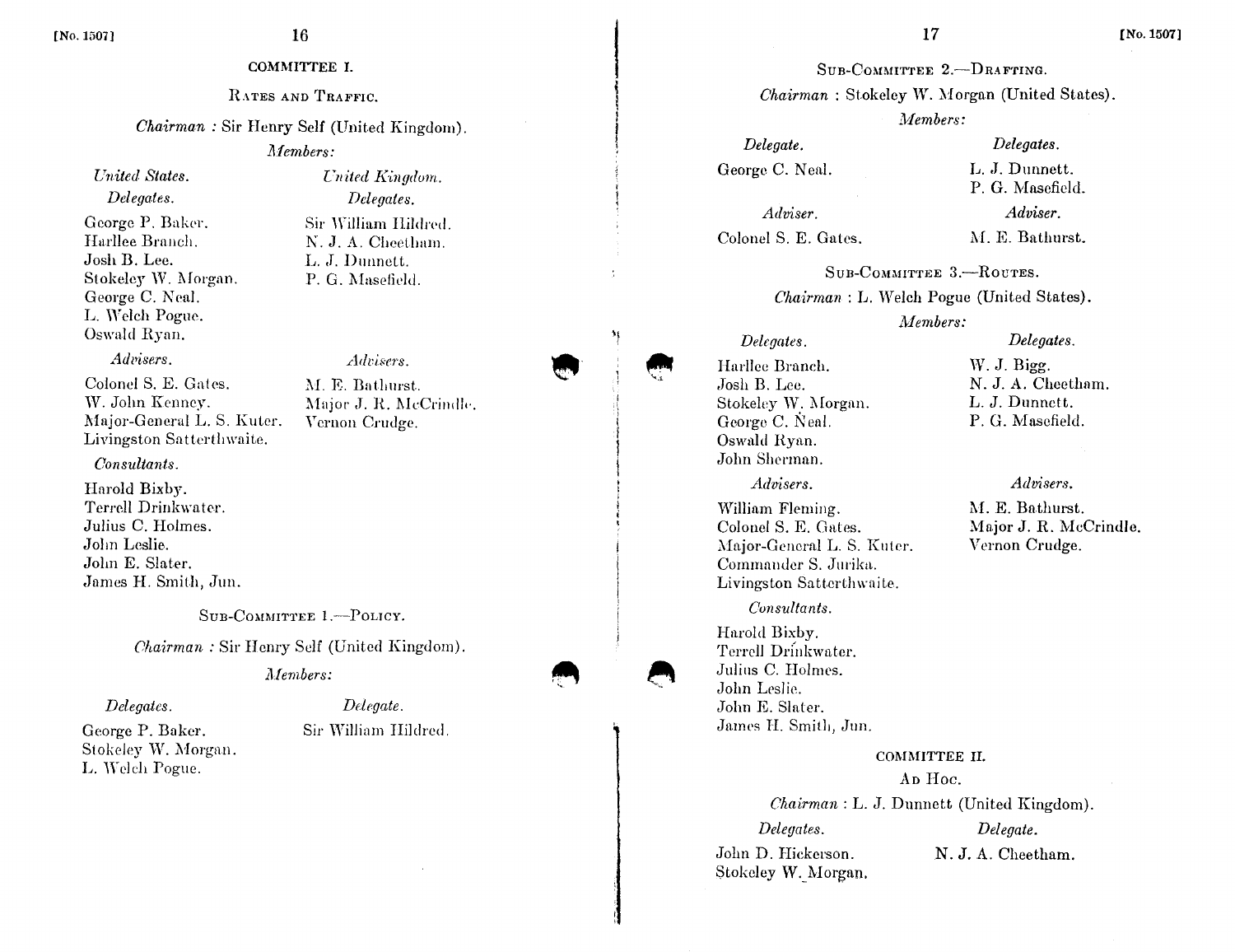## COMMITTEE I.

### Rates and Traffic.

*Chairman* : Sir Henry Self (United Kingdom).

*Members:*

*United States.*

*Delegates.*

George P. Baker.
Harllee Branch.
Josh B. Lee.
Stokeley W. Morgan.
George C. Neal.
L. Welch Pogue.
Oswald Ryan.

*Advisers.*

Colonel S. E. Gates.
W. John Kenney.
Major-General L. S. Kuter.
Livingston Satterthwaite.

*Consultants.*

Harold Bixby.
Terrell Drinkwater.
Julius C. Holmes.
John Leslie.
John E. Slater.
James H. Smith, Jun.

*United Kingdom.*

*Delegates.*

Sir William Hildred.
N. J. A. Cheetham.
L. J. Dunnett.
P. G. Masefield.

*Advisers.*

M. E. Bathurst.
Major J. R. McCrindle.
Vernon Crudge.

### Sub-Committee 1.—Policy.

*Chairman* : Sir Henry Self (United Kingdom).

*Members:*

*Delegates.*

George P. Baker.
Stokeley W. Morgan.
L. Welch Pogue.

*Delegate.*

Sir William Hildred.

### Sub-Committee 2.—Drafting.

*Chairman* : Stokeley W. Morgan (United States).

*Members:*

*Delegate.*

George C. Neal.

*Adviser.*

Colonel S. E. Gates.

*Delegates.*

L. J. Dunnett.
P. G. Masefield.

*Adviser.*

M. E. Bathurst.

### Sub-Committee 3.—Routes.

*Chairman* : L. Welch Pogue (United States).

*Members:*

*Delegates.*

Harllee Branch.
Josh B. Lee.
Stokeley W. Morgan.
George C. Neal.
Oswald Ryan.
John Sherman.

*Advisers.*

William Fleming.
Colonel S. E. Gates.
Major-General L. S. Kuter.
Commander S. Jurika.
Livingston Satterthwaite.

*Consultants.*

Harold Bixby.
Terrell Drinkwater.
Julius C. Holmes.
John Leslie.
John E. Slater.
James H. Smith, Jun.

*Delegates.*

W. J. Bigg.
N. J. A. Cheetham.
L. J. Dunnett.
P. G. Masefield.

*Advisers.*

M. E. Bathurst.
Major J. R. McCrindle.
Vernon Crudge.

## COMMITTEE II.

### Ad Hoc.

*Chairman* : L. J. Dunnett (United Kingdom).

*Delegates.*

John D. Hickerson.
Stokeley W. Morgan.

*Delegate.*

N. J. A. Cheetham.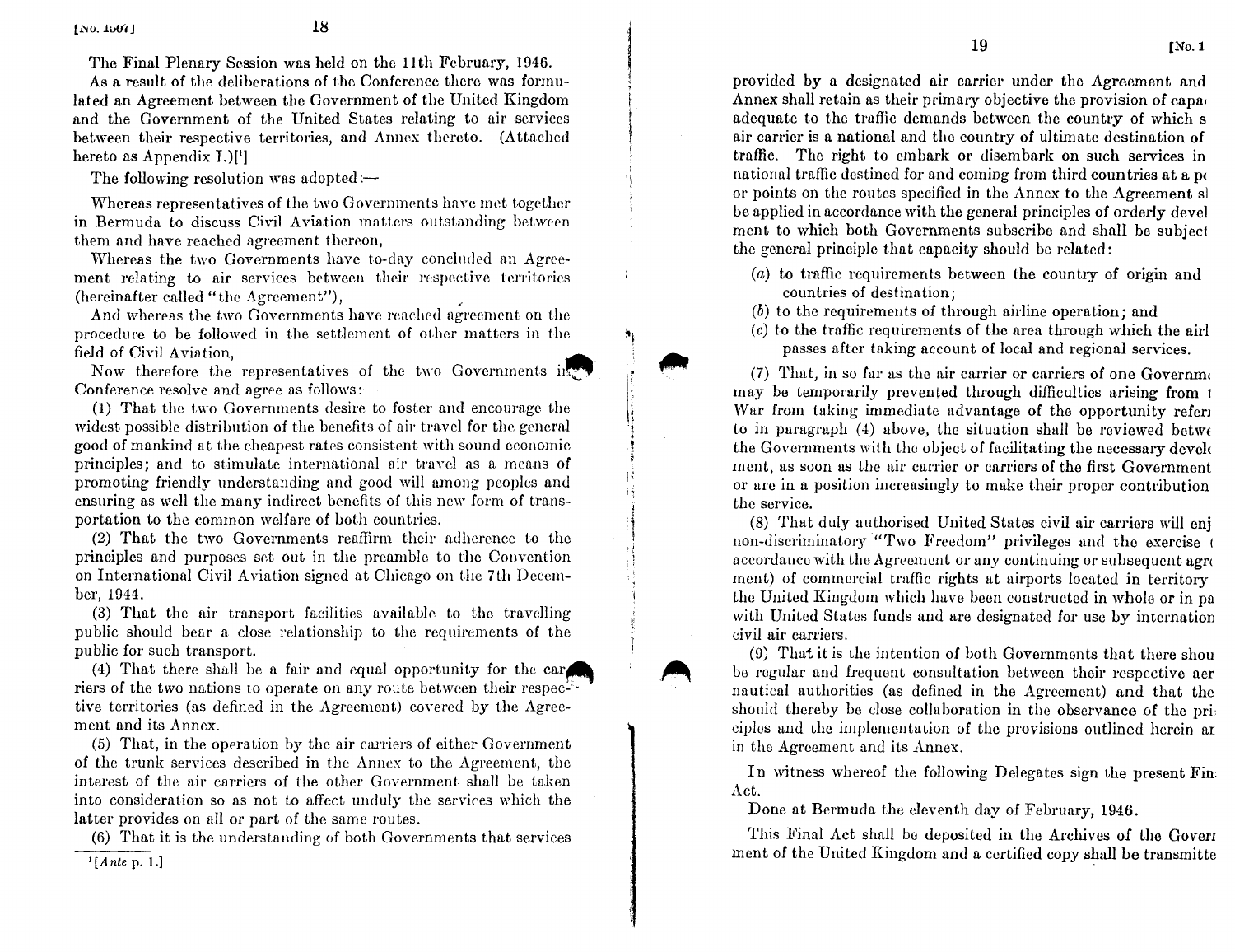The Final Plenary Session was held on the 11th February, 1946.

As a result of the deliberations of the Conference there was formulated an Agreement between the Government of the United Kingdom and the Government of the United States relating to air services between their respective territories, and Annex thereto. (Attached hereto as Appendix I.)[1]

The following resolution was adopted:—

Whereas representatives of the two Governments have met together in Bermuda to discuss Civil Aviation matters outstanding between them and have reached agreement thereon,

Whereas the two Governments have to-day concluded an Agreement relating to air services between their respective territories (hereinafter called "the Agreement"),

And whereas the two Governments have reached agreement on the procedure to be followed in the settlement of other matters in the field of Civil Aviation,

Now therefore the representatives of the two Governments in Conference resolve and agree as follows:—

(1) That the two Governments desire to foster and encourage the widest possible distribution of the benefits of air travel for the general good of mankind at the cheapest rates consistent with sound economic principles; and to stimulate international air travel as a means of promoting friendly understanding and good will among peoples and ensuring as well the many indirect benefits of this new form of transportation to the common welfare of both countries.

(2) That the two Governments reaffirm their adherence to the principles and purposes set out in the preamble to the Convention on International Civil Aviation signed at Chicago on the 7th December, 1944.

(3) That the air transport facilities available to the travelling public should bear a close relationship to the requirements of the public for such transport.

(4) That there shall be a fair and equal opportunity for the carriers of the two nations to operate on any route between their respective territories (as defined in the Agreement) covered by the Agreement and its Annex.

(5) That, in the operation by the air carriers of either Government of the trunk services described in the Annex to the Agreement, the interest of the air carriers of the other Government shall be taken into consideration so as not to affect unduly the services which the latter provides on all or part of the same routes.

(6) That it is the understanding of both Governments that services

[1] [*Ante* p. 1.]

provided by a designated air carrier under the Agreement and Annex shall retain as their primary objective the provision of capa adequate to the traffic demands between the country of which s air carrier is a national and the country of ultimate destination of traffic. The right to embark or disembark on such services in national traffic destined for and coming from third countries at a p or points on the routes specified in the Annex to the Agreement s be applied in accordance with the general principles of orderly devel ment to which both Governments subscribe and shall be subject the general principle that capacity should be related:

(*a*) to traffic requirements between the country of origin and countries of destination;

(*b*) to the requirements of through airline operation; and

(*c*) to the traffic requirements of the area through which the airl passes after taking account of local and regional services.

(7) That, in so far as the air carrier or carriers of one Governm may be temporarily prevented through difficulties arising from War from taking immediate advantage of the opportunity refer to in paragraph (4) above, the situation shall be reviewed betw the Governments with the object of facilitating the necessary devel ment, as soon as the air carrier or carriers of the first Government or are in a position increasingly to make their proper contribution the service.

(8) That duly authorised United States civil air carriers will enj non-discriminatory "Two Freedom" privileges and the exercise accordance with the Agreement or any continuing or subsequent agr ment) of commercial traffic rights at airports located in territory the United Kingdom which have been constructed in whole or in pa with United States funds and are designated for use by internation civil air carriers.

(9) That it is the intention of both Governments that there shou be regular and frequent consultation between their respective aer nautical authorities (as defined in the Agreement) and that the should thereby be close collaboration in the observance of the pri ciples and the implementation of the provisions outlined herein ar in the Agreement and its Annex.

In witness whereof the following Delegates sign the present Fin Act.

Done at Bermuda the eleventh day of February, 1946.

This Final Act shall be deposited in the Archives of the Gover ment of the United Kingdom and a certified copy shall be transmitte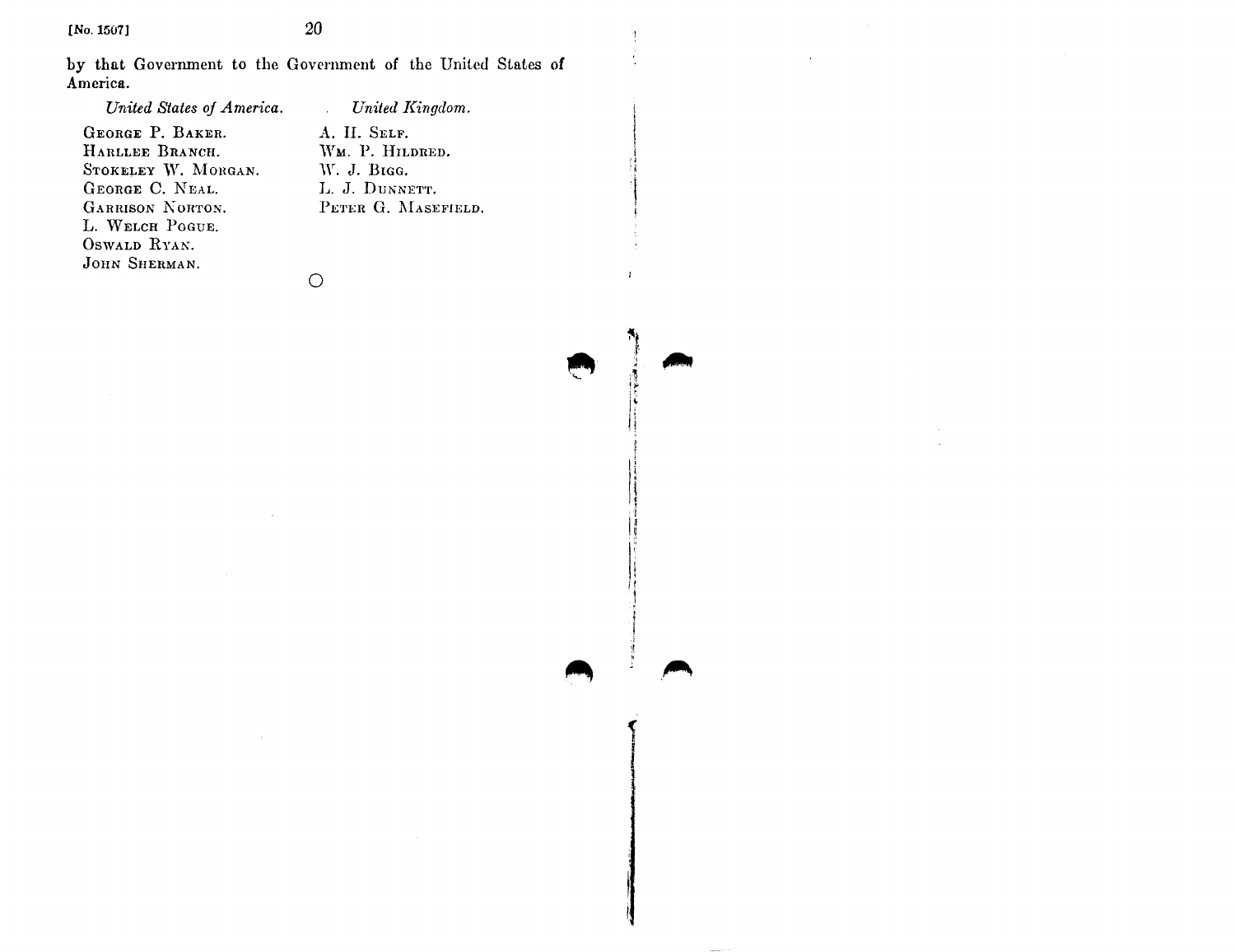by that Government to the Government of the United States of America.

| *United States of America.* | *United Kingdom.* |
| --- | --- |
| GEORGE P. BAKER. | A. H. SELF. |
| HARLLEE BRANCH. | WM. P. HILDRED. |
| STOKELEY W. MORGAN. | W. J. BIGG. |
| GEORGE C. NEAL. | L. J. DUNNETT. |
| GARRISON NORTON. | PETER G. MASEFIELD. |
| L. WELCH POGUE. | |
| OSWALD RYAN. | |
| JOHN SHERMAN. | |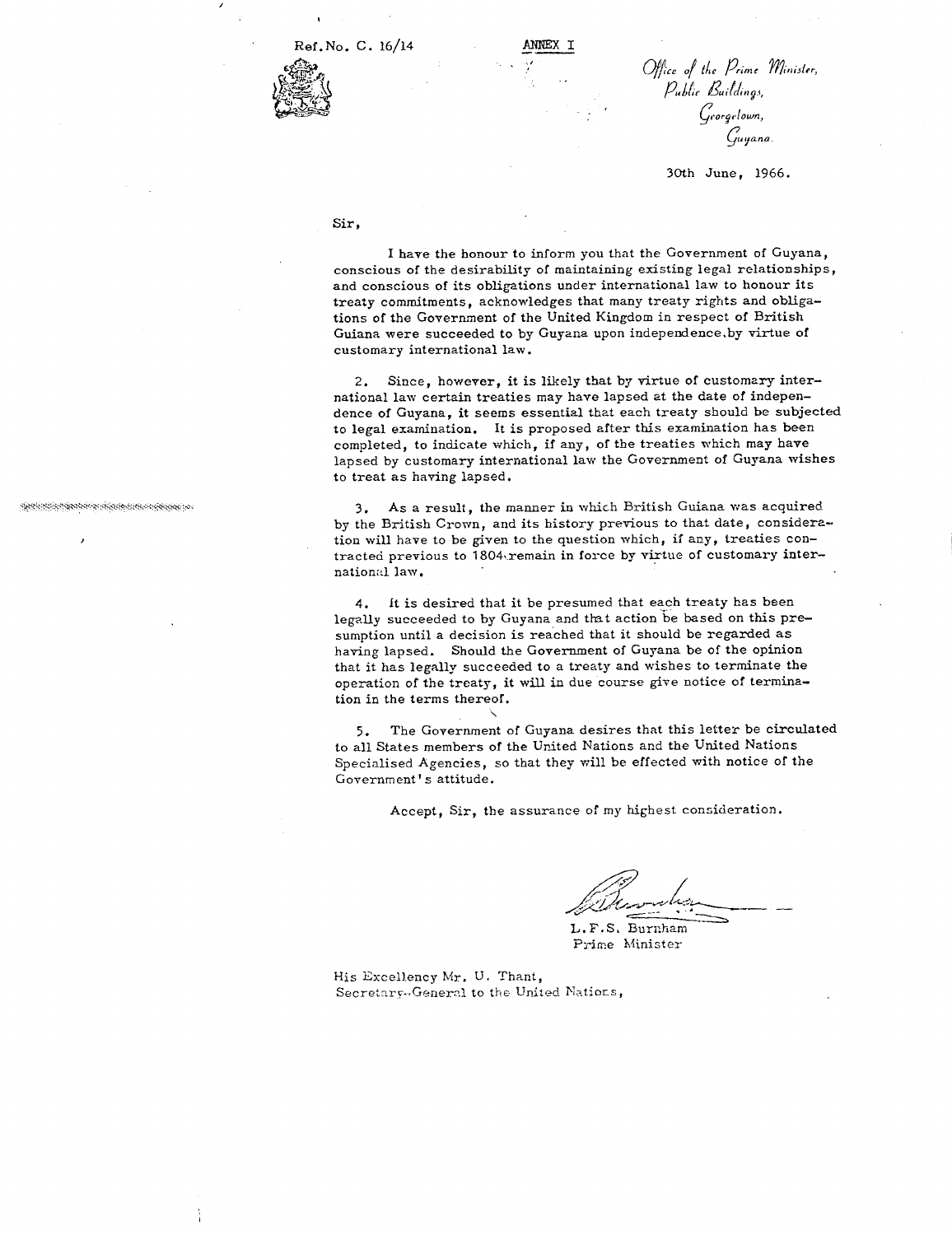Ref.No. C. 16/14

ANNEX I

*Office of the Prime Minister,*
*Public Buildings,*
*Georgetown,*
*Guyana.*

30th June, 1966.

Sir,

I have the honour to inform you that the Government of Guyana, conscious of the desirability of maintaining existing legal relationships, and conscious of its obligations under international law to honour its treaty commitments, acknowledges that many treaty rights and obligations of the Government of the United Kingdom in respect of British Guiana were succeeded to by Guyana upon independence by virtue of customary international law.

2. Since, however, it is likely that by virtue of customary international law certain treaties may have lapsed at the date of independence of Guyana, it seems essential that each treaty should be subjected to legal examination. It is proposed after this examination has been completed, to indicate which, if any, of the treaties which may have lapsed by customary international law the Government of Guyana wishes to treat as having lapsed.

3. As a result, the manner in which British Guiana was acquired by the British Crown, and its history previous to that date, consideration will have to be given to the question which, if any, treaties contracted previous to 1804 remain in force by virtue of customary international law.

4. It is desired that it be presumed that each treaty has been legally succeeded to by Guyana and that action be based on this presumption until a decision is reached that it should be regarded as having lapsed. Should the Government of Guyana be of the opinion that it has legally succeeded to a treaty and wishes to terminate the operation of the treaty, it will in due course give notice of termination in the terms thereof.

5. The Government of Guyana desires that this letter be circulated to all States members of the United Nations and the United Nations Specialised Agencies, so that they will be effected with notice of the Government's attitude.

Accept, Sir, the assurance of my highest consideration.

L.F.S. Burnham
Prime Minister

His Excellency Mr. U. Thant,
Secretary-General to the United Nations,